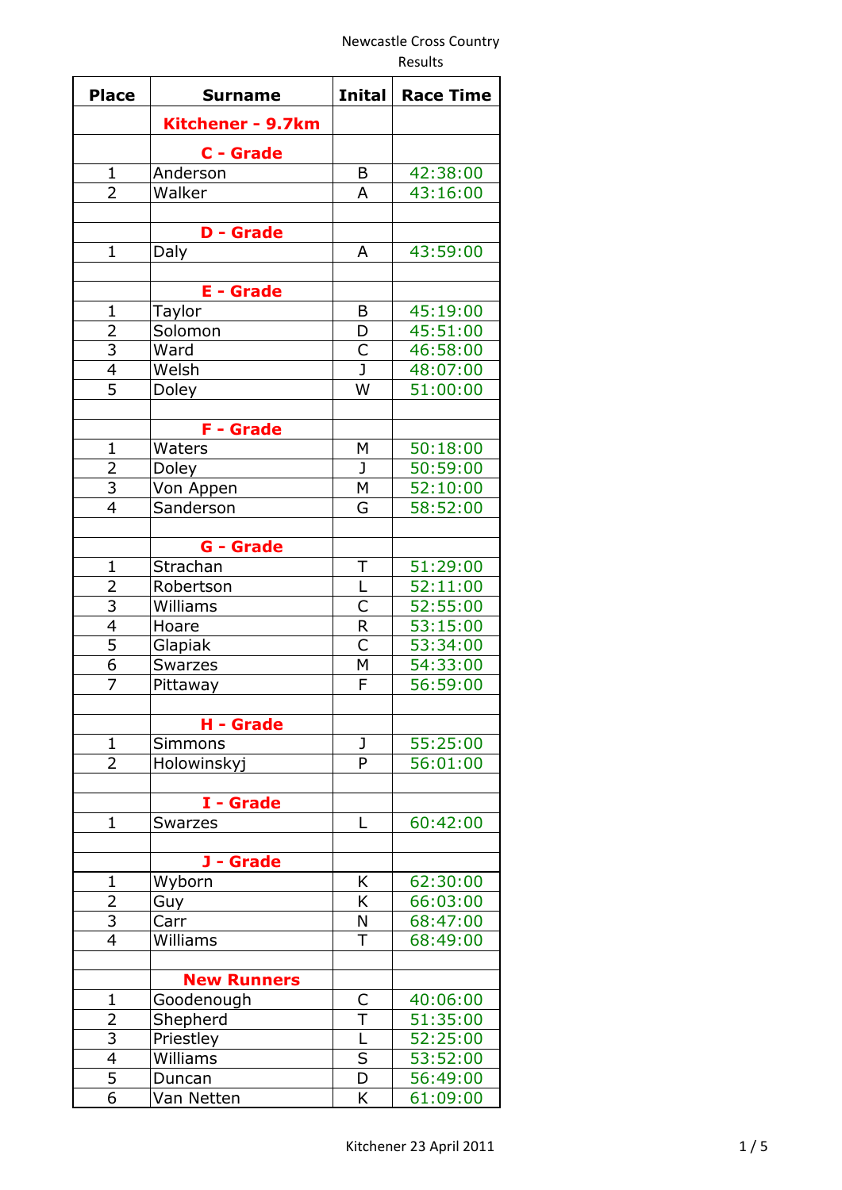Newcastle Cross Country
Results

| Place | Surname | Inital | Race Time |
|---|---|---|---|
| | **Kitchener - 9.7km** | | |
| | **C - Grade** | | |
| 1 | Anderson | B | 42:38:00 |
| 2 | Walker | A | 43:16:00 |
| | | | |
| | **D - Grade** | | |
| 1 | Daly | A | 43:59:00 |
| | | | |
| | **E - Grade** | | |
| 1 | Taylor | B | 45:19:00 |
| 2 | Solomon | D | 45:51:00 |
| 3 | Ward | C | 46:58:00 |
| 4 | Welsh | J | 48:07:00 |
| 5 | Doley | W | 51:00:00 |
| | | | |
| | **F - Grade** | | |
| 1 | Waters | M | 50:18:00 |
| 2 | Doley | J | 50:59:00 |
| 3 | Von Appen | M | 52:10:00 |
| 4 | Sanderson | G | 58:52:00 |
| | | | |
| | **G - Grade** | | |
| 1 | Strachan | T | 51:29:00 |
| 2 | Robertson | L | 52:11:00 |
| 3 | Williams | C | 52:55:00 |
| 4 | Hoare | R | 53:15:00 |
| 5 | Glapiak | C | 53:34:00 |
| 6 | Swarzes | M | 54:33:00 |
| 7 | Pittaway | F | 56:59:00 |
| | | | |
| | **H - Grade** | | |
| 1 | Simmons | J | 55:25:00 |
| 2 | Holowinskyj | P | 56:01:00 |
| | | | |
| | **I - Grade** | | |
| 1 | Swarzes | L | 60:42:00 |
| | | | |
| | **J - Grade** | | |
| 1 | Wyborn | K | 62:30:00 |
| 2 | Guy | K | 66:03:00 |
| 3 | Carr | N | 68:47:00 |
| 4 | Williams | T | 68:49:00 |
| | | | |
| | **New Runners** | | |
| 1 | Goodenough | C | 40:06:00 |
| 2 | Shepherd | T | 51:35:00 |
| 3 | Priestley | L | 52:25:00 |
| 4 | Williams | S | 53:52:00 |
| 5 | Duncan | D | 56:49:00 |
| 6 | Van Netten | K | 61:09:00 |

Kitchener 23 April 2011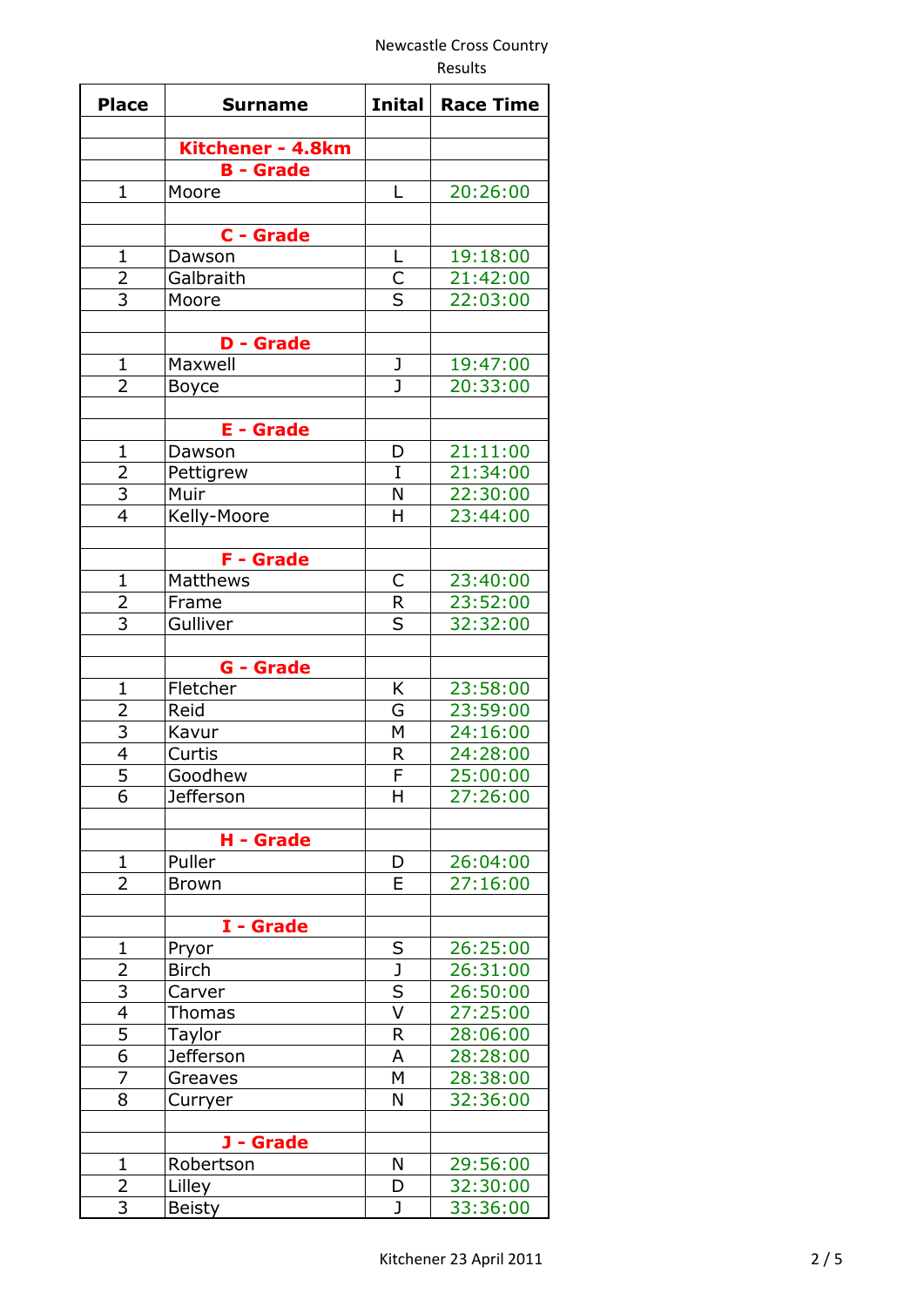Newcastle Cross Country
Results

| Place | Surname | Inital | Race Time |
|---|---|---|---|
| | | | |
| | **Kitchener - 4.8km** | | |
| | **B - Grade** | | |
| 1 | Moore | L | 20:26:00 |
| | | | |
| | **C - Grade** | | |
| 1 | Dawson | L | 19:18:00 |
| 2 | Galbraith | C | 21:42:00 |
| 3 | Moore | S | 22:03:00 |
| | | | |
| | **D - Grade** | | |
| 1 | Maxwell | J | 19:47:00 |
| 2 | Boyce | J | 20:33:00 |
| | | | |
| | **E - Grade** | | |
| 1 | Dawson | D | 21:11:00 |
| 2 | Pettigrew | I | 21:34:00 |
| 3 | Muir | N | 22:30:00 |
| 4 | Kelly-Moore | H | 23:44:00 |
| | | | |
| | **F - Grade** | | |
| 1 | Matthews | C | 23:40:00 |
| 2 | Frame | R | 23:52:00 |
| 3 | Gulliver | S | 32:32:00 |
| | | | |
| | **G - Grade** | | |
| 1 | Fletcher | K | 23:58:00 |
| 2 | Reid | G | 23:59:00 |
| 3 | Kavur | M | 24:16:00 |
| 4 | Curtis | R | 24:28:00 |
| 5 | Goodhew | F | 25:00:00 |
| 6 | Jefferson | H | 27:26:00 |
| | | | |
| | **H - Grade** | | |
| 1 | Puller | D | 26:04:00 |
| 2 | Brown | E | 27:16:00 |
| | | | |
| | **I - Grade** | | |
| 1 | Pryor | S | 26:25:00 |
| 2 | Birch | J | 26:31:00 |
| 3 | Carver | S | 26:50:00 |
| 4 | Thomas | V | 27:25:00 |
| 5 | Taylor | R | 28:06:00 |
| 6 | Jefferson | A | 28:28:00 |
| 7 | Greaves | M | 28:38:00 |
| 8 | Curryer | N | 32:36:00 |
| | | | |
| | **J - Grade** | | |
| 1 | Robertson | N | 29:56:00 |
| 2 | Lilley | D | 32:30:00 |
| 3 | Beisty | J | 33:36:00 |

Kitchener 23 April 2011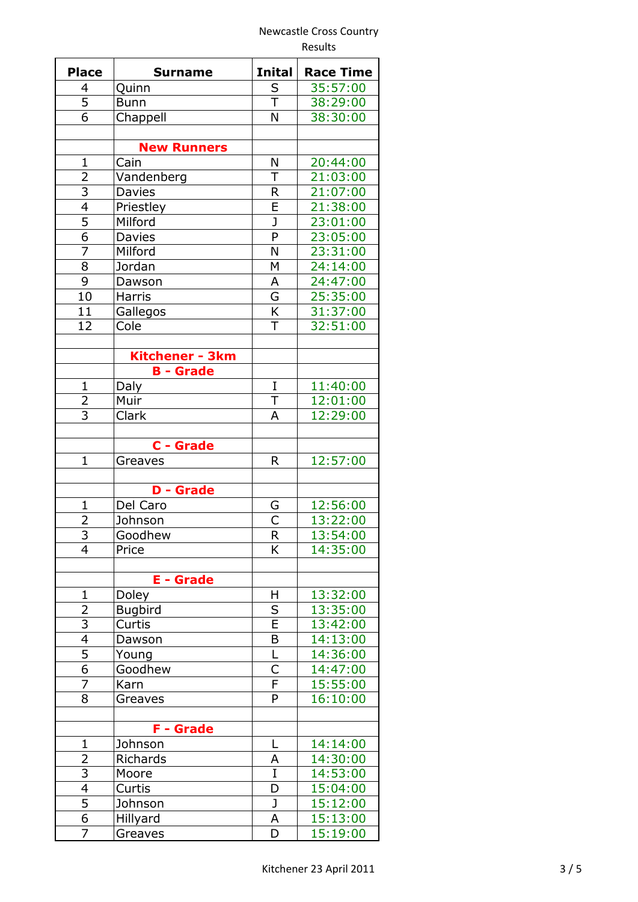Newcastle Cross Country
Results

| Place | Surname | Inital | Race Time |
|---|---|---|---|
| 4 | Quinn | S | 35:57:00 |
| 5 | Bunn | T | 38:29:00 |
| 6 | Chappell | N | 38:30:00 |
| | | | |
| | **New Runners** | | |
| 1 | Cain | N | 20:44:00 |
| 2 | Vandenberg | T | 21:03:00 |
| 3 | Davies | R | 21:07:00 |
| 4 | Priestley | E | 21:38:00 |
| 5 | Milford | J | 23:01:00 |
| 6 | Davies | P | 23:05:00 |
| 7 | Milford | N | 23:31:00 |
| 8 | Jordan | M | 24:14:00 |
| 9 | Dawson | A | 24:47:00 |
| 10 | Harris | G | 25:35:00 |
| 11 | Gallegos | K | 31:37:00 |
| 12 | Cole | T | 32:51:00 |
| | | | |
| | **Kitchener - 3km** | | |
| | **B - Grade** | | |
| 1 | Daly | I | 11:40:00 |
| 2 | Muir | T | 12:01:00 |
| 3 | Clark | A | 12:29:00 |
| | | | |
| | **C - Grade** | | |
| 1 | Greaves | R | 12:57:00 |
| | | | |
| | **D - Grade** | | |
| 1 | Del Caro | G | 12:56:00 |
| 2 | Johnson | C | 13:22:00 |
| 3 | Goodhew | R | 13:54:00 |
| 4 | Price | K | 14:35:00 |
| | | | |
| | **E - Grade** | | |
| 1 | Doley | H | 13:32:00 |
| 2 | Bugbird | S | 13:35:00 |
| 3 | Curtis | E | 13:42:00 |
| 4 | Dawson | B | 14:13:00 |
| 5 | Young | L | 14:36:00 |
| 6 | Goodhew | C | 14:47:00 |
| 7 | Karn | F | 15:55:00 |
| 8 | Greaves | P | 16:10:00 |
| | | | |
| | **F - Grade** | | |
| 1 | Johnson | L | 14:14:00 |
| 2 | Richards | A | 14:30:00 |
| 3 | Moore | I | 14:53:00 |
| 4 | Curtis | D | 15:04:00 |
| 5 | Johnson | J | 15:12:00 |
| 6 | Hillyard | A | 15:13:00 |
| 7 | Greaves | D | 15:19:00 |

Kitchener 23 April 2011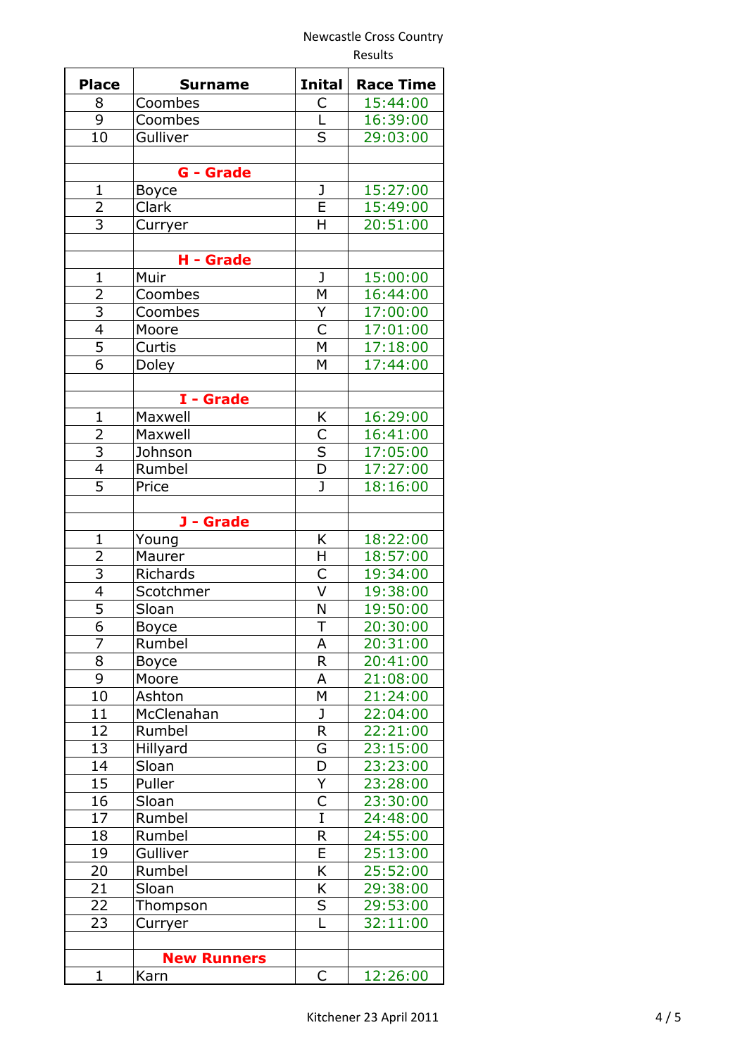Newcastle Cross Country
Results

| Place | Surname | Inital | Race Time |
|---|---|---|---|
| 8 | Coombes | C | 15:44:00 |
| 9 | Coombes | L | 16:39:00 |
| 10 | Gulliver | S | 29:03:00 |
| | | | |
| | **G - Grade** | | |
| 1 | Boyce | J | 15:27:00 |
| 2 | Clark | E | 15:49:00 |
| 3 | Curryer | H | 20:51:00 |
| | | | |
| | **H - Grade** | | |
| 1 | Muir | J | 15:00:00 |
| 2 | Coombes | M | 16:44:00 |
| 3 | Coombes | Y | 17:00:00 |
| 4 | Moore | C | 17:01:00 |
| 5 | Curtis | M | 17:18:00 |
| 6 | Doley | M | 17:44:00 |
| | | | |
| | **I - Grade** | | |
| 1 | Maxwell | K | 16:29:00 |
| 2 | Maxwell | C | 16:41:00 |
| 3 | Johnson | S | 17:05:00 |
| 4 | Rumbel | D | 17:27:00 |
| 5 | Price | J | 18:16:00 |
| | | | |
| | **J - Grade** | | |
| 1 | Young | K | 18:22:00 |
| 2 | Maurer | H | 18:57:00 |
| 3 | Richards | C | 19:34:00 |
| 4 | Scotchmer | V | 19:38:00 |
| 5 | Sloan | N | 19:50:00 |
| 6 | Boyce | T | 20:30:00 |
| 7 | Rumbel | A | 20:31:00 |
| 8 | Boyce | R | 20:41:00 |
| 9 | Moore | A | 21:08:00 |
| 10 | Ashton | M | 21:24:00 |
| 11 | McClenahan | J | 22:04:00 |
| 12 | Rumbel | R | 22:21:00 |
| 13 | Hillyard | G | 23:15:00 |
| 14 | Sloan | D | 23:23:00 |
| 15 | Puller | Y | 23:28:00 |
| 16 | Sloan | C | 23:30:00 |
| 17 | Rumbel | I | 24:48:00 |
| 18 | Rumbel | R | 24:55:00 |
| 19 | Gulliver | E | 25:13:00 |
| 20 | Rumbel | K | 25:52:00 |
| 21 | Sloan | K | 29:38:00 |
| 22 | Thompson | S | 29:53:00 |
| 23 | Curryer | L | 32:11:00 |
| | | | |
| | **New Runners** | | |
| 1 | Karn | C | 12:26:00 |

Kitchener 23 April 2011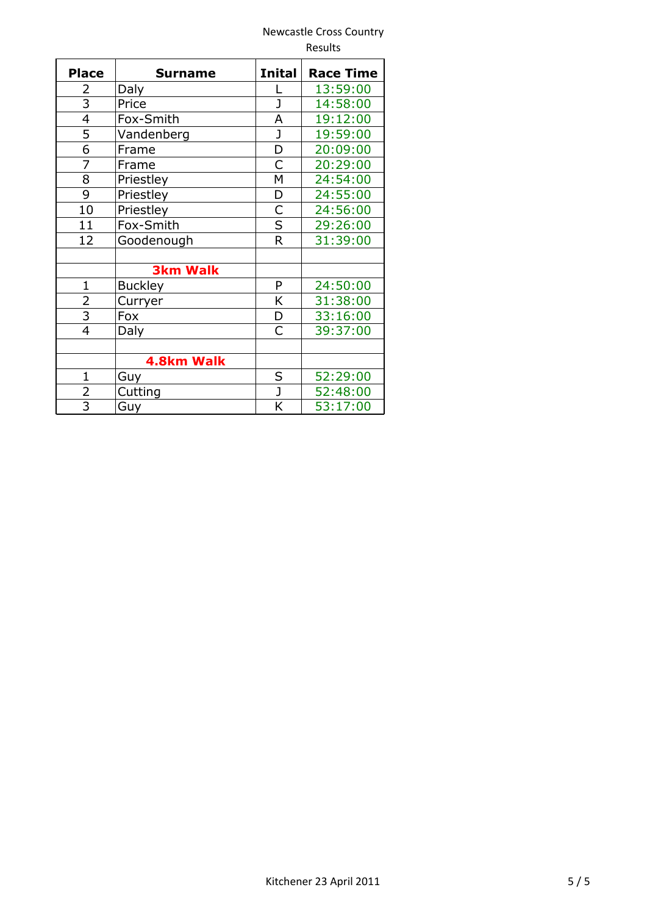Newcastle Cross Country
Results

| Place | Surname | Inital | Race Time |
|---|---|---|---|
| 2 | Daly | L | 13:59:00 |
| 3 | Price | J | 14:58:00 |
| 4 | Fox-Smith | A | 19:12:00 |
| 5 | Vandenberg | J | 19:59:00 |
| 6 | Frame | D | 20:09:00 |
| 7 | Frame | C | 20:29:00 |
| 8 | Priestley | M | 24:54:00 |
| 9 | Priestley | D | 24:55:00 |
| 10 | Priestley | C | 24:56:00 |
| 11 | Fox-Smith | S | 29:26:00 |
| 12 | Goodenough | R | 31:39:00 |
| | | | |
| | **3km Walk** | | |
| 1 | Buckley | P | 24:50:00 |
| 2 | Curryer | K | 31:38:00 |
| 3 | Fox | D | 33:16:00 |
| 4 | Daly | C | 39:37:00 |
| | | | |
| | **4.8km Walk** | | |
| 1 | Guy | S | 52:29:00 |
| 2 | Cutting | J | 52:48:00 |
| 3 | Guy | K | 53:17:00 |

Kitchener 23 April 2011